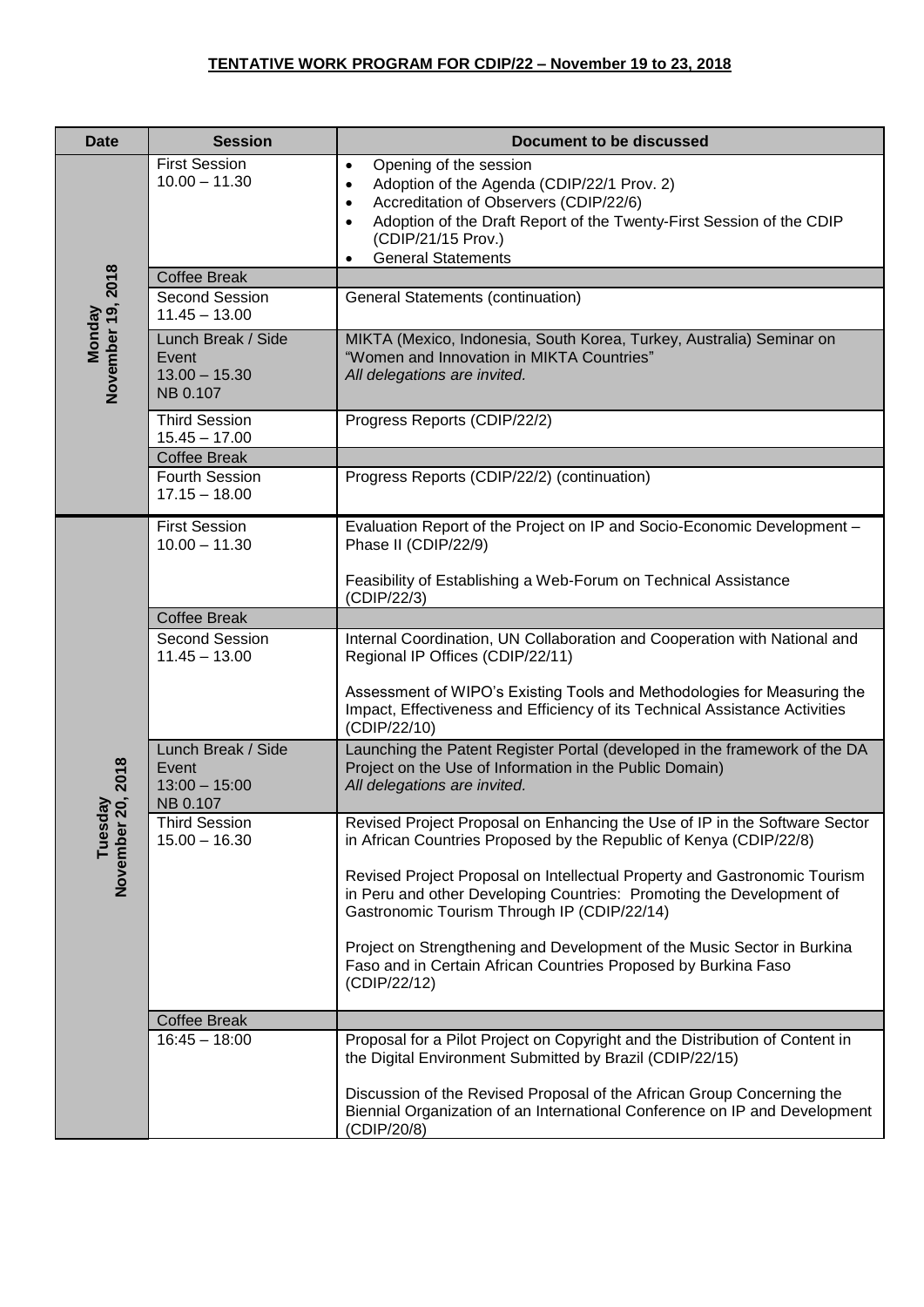**TENTATIVE WORK PROGRAM FOR CDIP/22 – November 19 to 23, 2018**

| Date | Session | Document to be discussed |
|---|---|---|
| Monday November 19, 2018 | First Session 10.00 – 11.30 | • Opening of the session<br>• Adoption of the Agenda (CDIP/22/1 Prov. 2)<br>• Accreditation of Observers (CDIP/22/6)<br>• Adoption of the Draft Report of the Twenty-First Session of the CDIP (CDIP/21/15 Prov.)<br>• General Statements |
| | Coffee Break | |
| | Second Session 11.45 – 13.00 | General Statements (continuation) |
| | Lunch Break / Side Event 13.00 – 15.30 NB 0.107 | MIKTA (Mexico, Indonesia, South Korea, Turkey, Australia) Seminar on "Women and Innovation in MIKTA Countries"<br>*All delegations are invited.* |
| | Third Session 15.45 – 17.00 | Progress Reports (CDIP/22/2) |
| | Coffee Break | |
| | Fourth Session 17.15 – 18.00 | Progress Reports (CDIP/22/2) (continuation) |
| Tuesday November 20, 2018 | First Session 10.00 – 11.30 | Evaluation Report of the Project on IP and Socio-Economic Development – Phase II (CDIP/22/9)<br><br>Feasibility of Establishing a Web-Forum on Technical Assistance (CDIP/22/3) |
| | Coffee Break | |
| | Second Session 11.45 – 13.00 | Internal Coordination, UN Collaboration and Cooperation with National and Regional IP Offices (CDIP/22/11)<br><br>Assessment of WIPO's Existing Tools and Methodologies for Measuring the Impact, Effectiveness and Efficiency of its Technical Assistance Activities (CDIP/22/10) |
| | Lunch Break / Side Event 13:00 – 15:00 NB 0.107 | Launching the Patent Register Portal (developed in the framework of the DA Project on the Use of Information in the Public Domain)<br>*All delegations are invited.* |
| | Third Session 15.00 – 16.30 | Revised Project Proposal on Enhancing the Use of IP in the Software Sector in African Countries Proposed by the Republic of Kenya (CDIP/22/8)<br><br>Revised Project Proposal on Intellectual Property and Gastronomic Tourism in Peru and other Developing Countries: Promoting the Development of Gastronomic Tourism Through IP (CDIP/22/14)<br><br>Project on Strengthening and Development of the Music Sector in Burkina Faso and in Certain African Countries Proposed by Burkina Faso (CDIP/22/12) |
| | Coffee Break | |
| | 16:45 – 18:00 | Proposal for a Pilot Project on Copyright and the Distribution of Content in the Digital Environment Submitted by Brazil (CDIP/22/15)<br><br>Discussion of the Revised Proposal of the African Group Concerning the Biennial Organization of an International Conference on IP and Development (CDIP/20/8) |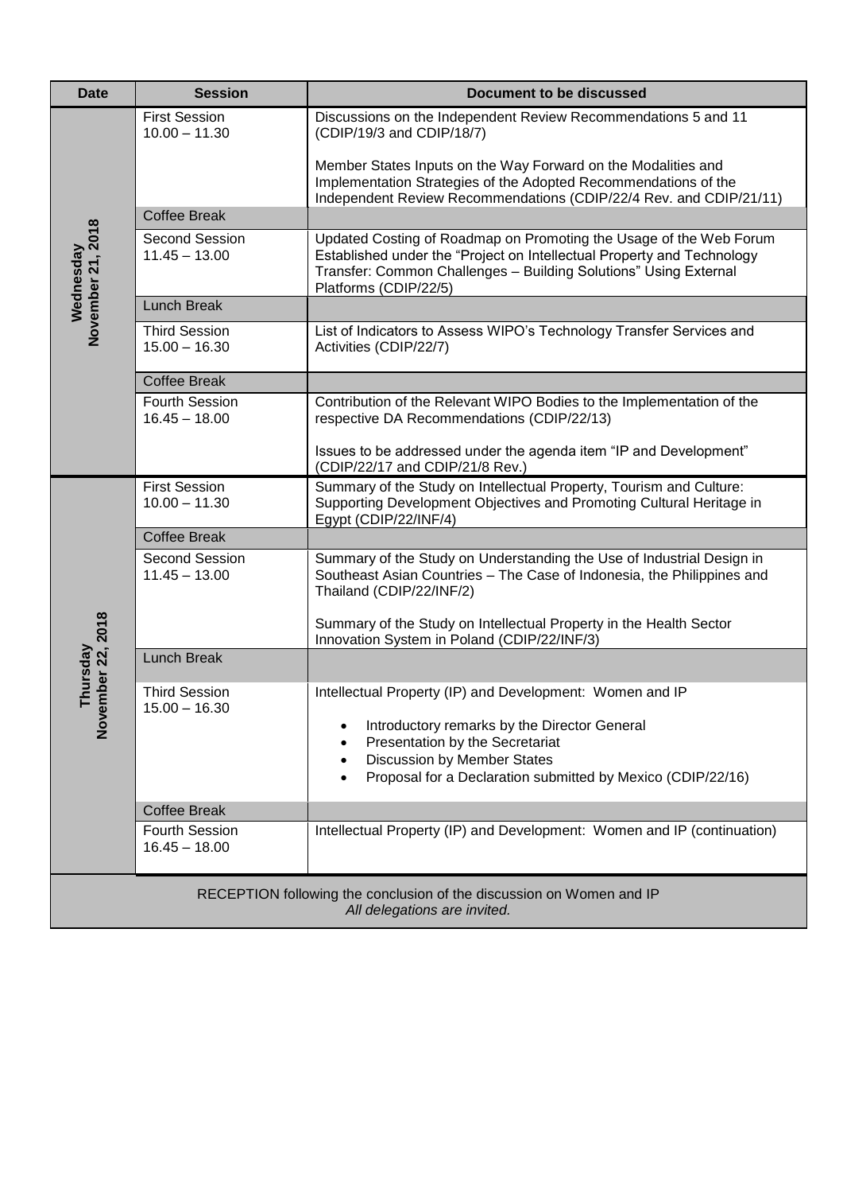| Date | Session | Document to be discussed |
|---|---|---|
| Wednesday November 21, 2018 | First Session 10.00 – 11.30 | Discussions on the Independent Review Recommendations 5 and 11 (CDIP/19/3 and CDIP/18/7)<br><br>Member States Inputs on the Way Forward on the Modalities and Implementation Strategies of the Adopted Recommendations of the Independent Review Recommendations (CDIP/22/4 Rev. and CDIP/21/11) |
| | Coffee Break | |
| | Second Session 11.45 – 13.00 | Updated Costing of Roadmap on Promoting the Usage of the Web Forum Established under the "Project on Intellectual Property and Technology Transfer: Common Challenges – Building Solutions" Using External Platforms (CDIP/22/5) |
| | Lunch Break | |
| | Third Session 15.00 – 16.30 | List of Indicators to Assess WIPO's Technology Transfer Services and Activities (CDIP/22/7) |
| | Coffee Break | |
| | Fourth Session 16.45 – 18.00 | Contribution of the Relevant WIPO Bodies to the Implementation of the respective DA Recommendations (CDIP/22/13)<br><br>Issues to be addressed under the agenda item "IP and Development" (CDIP/22/17 and CDIP/21/8 Rev.) |
| Thursday November 22, 2018 | First Session 10.00 – 11.30 | Summary of the Study on Intellectual Property, Tourism and Culture: Supporting Development Objectives and Promoting Cultural Heritage in Egypt (CDIP/22/INF/4) |
| | Coffee Break | |
| | Second Session 11.45 – 13.00 | Summary of the Study on Understanding the Use of Industrial Design in Southeast Asian Countries – The Case of Indonesia, the Philippines and Thailand (CDIP/22/INF/2)<br><br>Summary of the Study on Intellectual Property in the Health Sector Innovation System in Poland (CDIP/22/INF/3) |
| | Lunch Break | |
| | Third Session 15.00 – 16.30 | Intellectual Property (IP) and Development: Women and IP<br><br>• Introductory remarks by the Director General<br>• Presentation by the Secretariat<br>• Discussion by Member States<br>• Proposal for a Declaration submitted by Mexico (CDIP/22/16) |
| | Coffee Break | |
| | Fourth Session 16.45 – 18.00 | Intellectual Property (IP) and Development: Women and IP (continuation) |
| RECEPTION following the conclusion of the discussion on Women and IP<br>*All delegations are invited.* | | |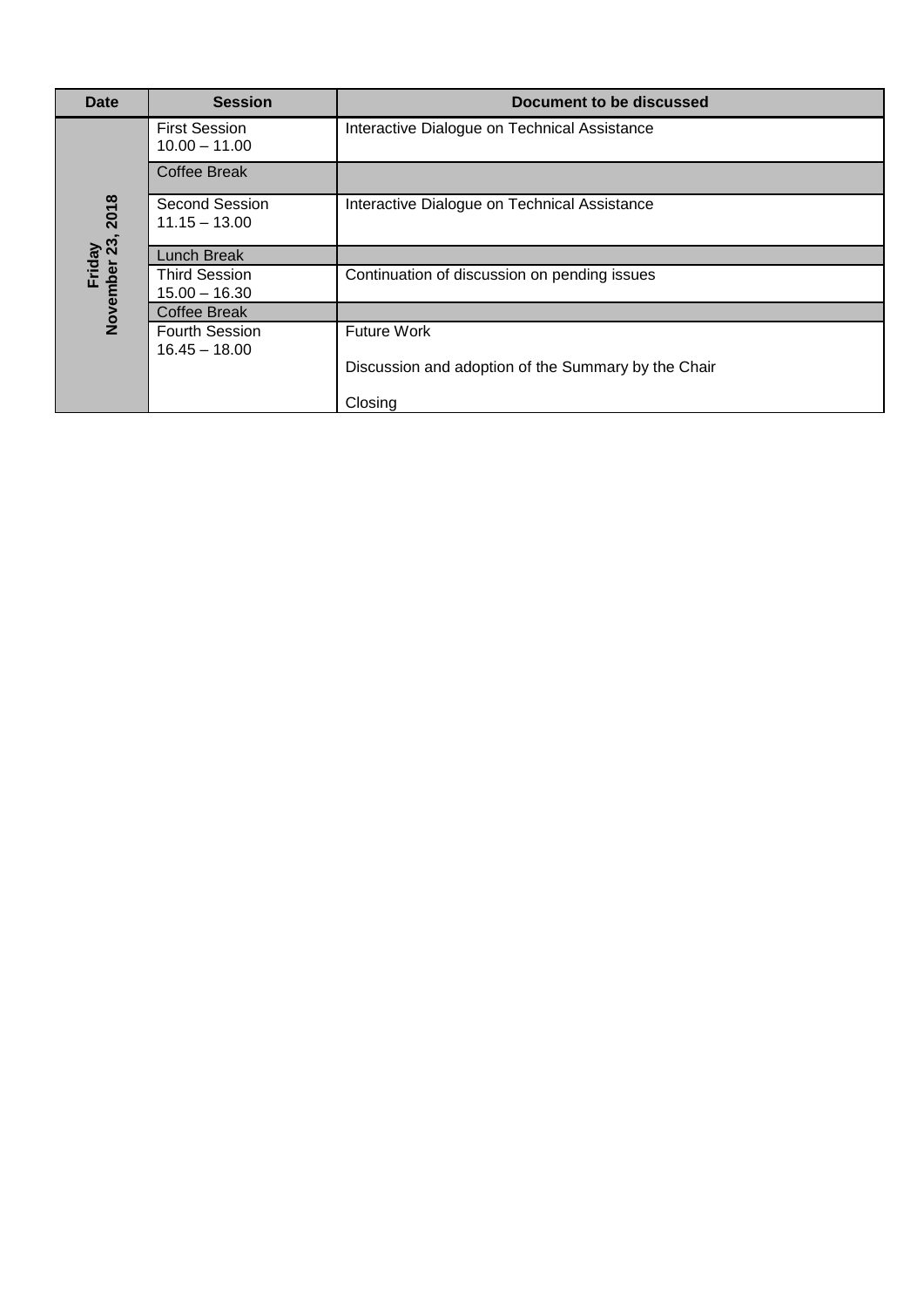| Date | Session | Document to be discussed |
|---|---|---|
| Friday November 23, 2018 | First Session 10.00 – 11.00 | Interactive Dialogue on Technical Assistance |
| | Coffee Break | |
| | Second Session 11.15 – 13.00 | Interactive Dialogue on Technical Assistance |
| | Lunch Break | |
| | Third Session 15.00 – 16.30 | Continuation of discussion on pending issues |
| | Coffee Break | |
| | Fourth Session 16.45 – 18.00 | Future Work<br><br>Discussion and adoption of the Summary by the Chair<br><br>Closing |